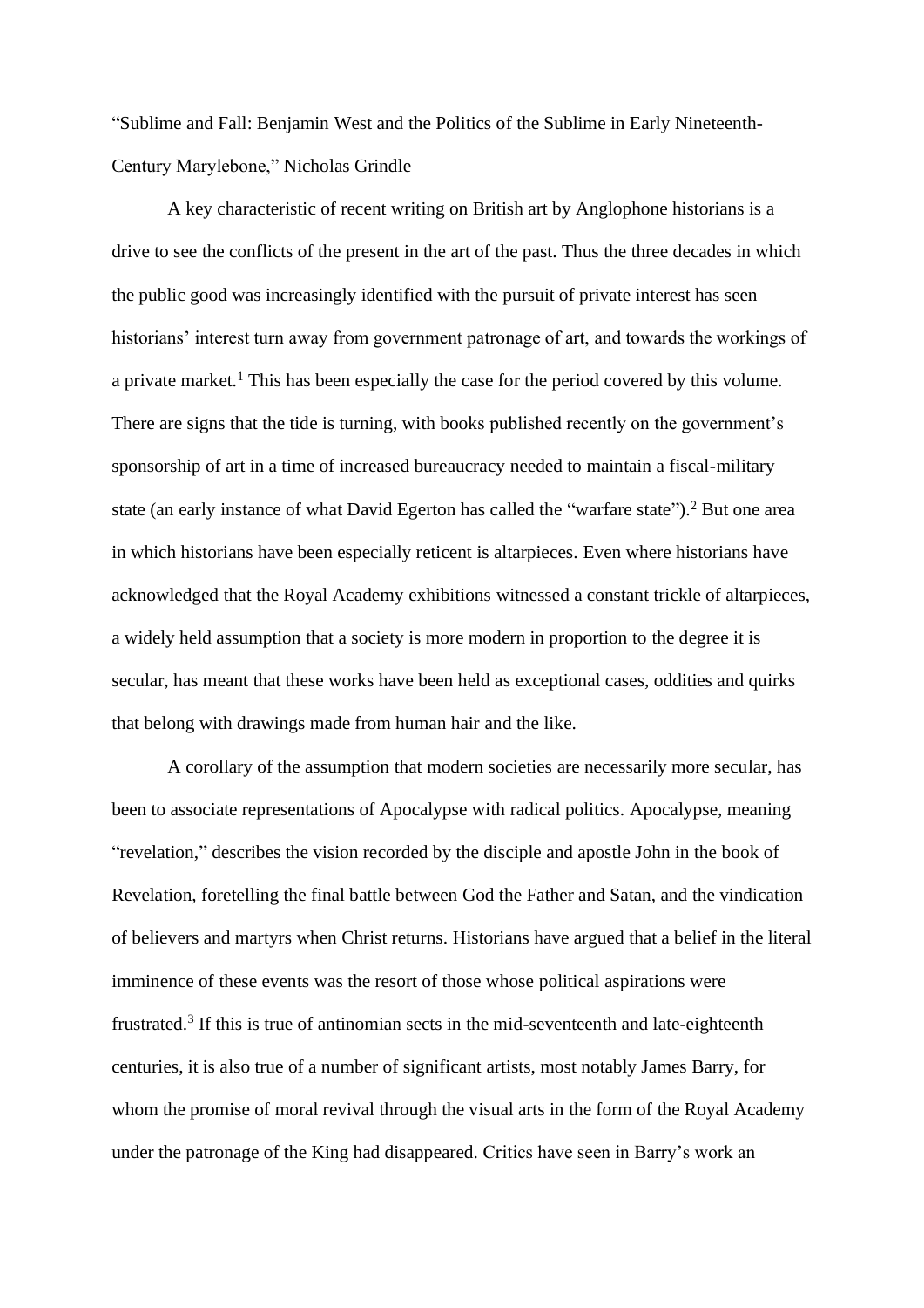"Sublime and Fall: Benjamin West and the Politics of the Sublime in Early Nineteenth-Century Marylebone," Nicholas Grindle

A key characteristic of recent writing on British art by Anglophone historians is a drive to see the conflicts of the present in the art of the past. Thus the three decades in which the public good was increasingly identified with the pursuit of private interest has seen historians' interest turn away from government patronage of art, and towards the workings of a private market.[1] This has been especially the case for the period covered by this volume. There are signs that the tide is turning, with books published recently on the government's sponsorship of art in a time of increased bureaucracy needed to maintain a fiscal-military state (an early instance of what David Egerton has called the "warfare state").[2] But one area in which historians have been especially reticent is altarpieces. Even where historians have acknowledged that the Royal Academy exhibitions witnessed a constant trickle of altarpieces, a widely held assumption that a society is more modern in proportion to the degree it is secular, has meant that these works have been held as exceptional cases, oddities and quirks that belong with drawings made from human hair and the like.

A corollary of the assumption that modern societies are necessarily more secular, has been to associate representations of Apocalypse with radical politics. Apocalypse, meaning "revelation," describes the vision recorded by the disciple and apostle John in the book of Revelation, foretelling the final battle between God the Father and Satan, and the vindication of believers and martyrs when Christ returns. Historians have argued that a belief in the literal imminence of these events was the resort of those whose political aspirations were frustrated.[3] If this is true of antinomian sects in the mid-seventeenth and late-eighteenth centuries, it is also true of a number of significant artists, most notably James Barry, for whom the promise of moral revival through the visual arts in the form of the Royal Academy under the patronage of the King had disappeared. Critics have seen in Barry's work an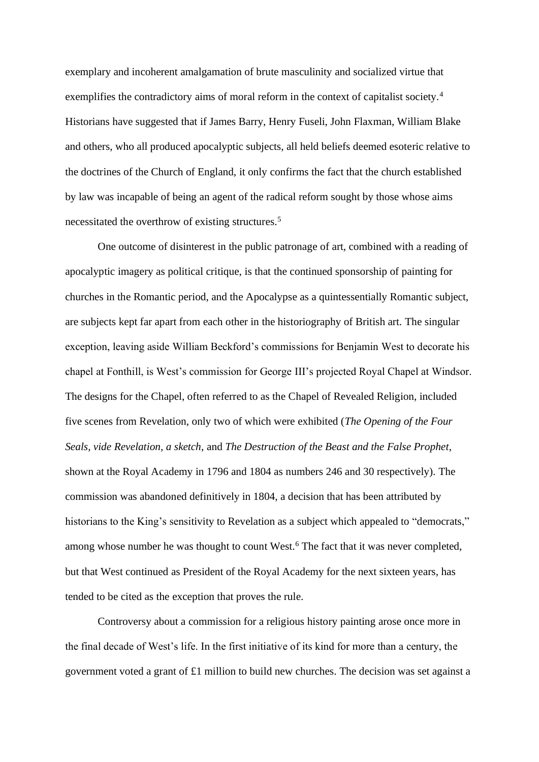exemplary and incoherent amalgamation of brute masculinity and socialized virtue that exemplifies the contradictory aims of moral reform in the context of capitalist society.[4] Historians have suggested that if James Barry, Henry Fuseli, John Flaxman, William Blake and others, who all produced apocalyptic subjects, all held beliefs deemed esoteric relative to the doctrines of the Church of England, it only confirms the fact that the church established by law was incapable of being an agent of the radical reform sought by those whose aims necessitated the overthrow of existing structures.[5]

One outcome of disinterest in the public patronage of art, combined with a reading of apocalyptic imagery as political critique, is that the continued sponsorship of painting for churches in the Romantic period, and the Apocalypse as a quintessentially Romantic subject, are subjects kept far apart from each other in the historiography of British art. The singular exception, leaving aside William Beckford's commissions for Benjamin West to decorate his chapel at Fonthill, is West's commission for George III's projected Royal Chapel at Windsor. The designs for the Chapel, often referred to as the Chapel of Revealed Religion, included five scenes from Revelation, only two of which were exhibited (*The Opening of the Four Seals, vide Revelation, a sketch*, and *The Destruction of the Beast and the False Prophet*, shown at the Royal Academy in 1796 and 1804 as numbers 246 and 30 respectively). The commission was abandoned definitively in 1804, a decision that has been attributed by historians to the King's sensitivity to Revelation as a subject which appealed to "democrats," among whose number he was thought to count West.[6] The fact that it was never completed, but that West continued as President of the Royal Academy for the next sixteen years, has tended to be cited as the exception that proves the rule.

Controversy about a commission for a religious history painting arose once more in the final decade of West's life. In the first initiative of its kind for more than a century, the government voted a grant of £1 million to build new churches. The decision was set against a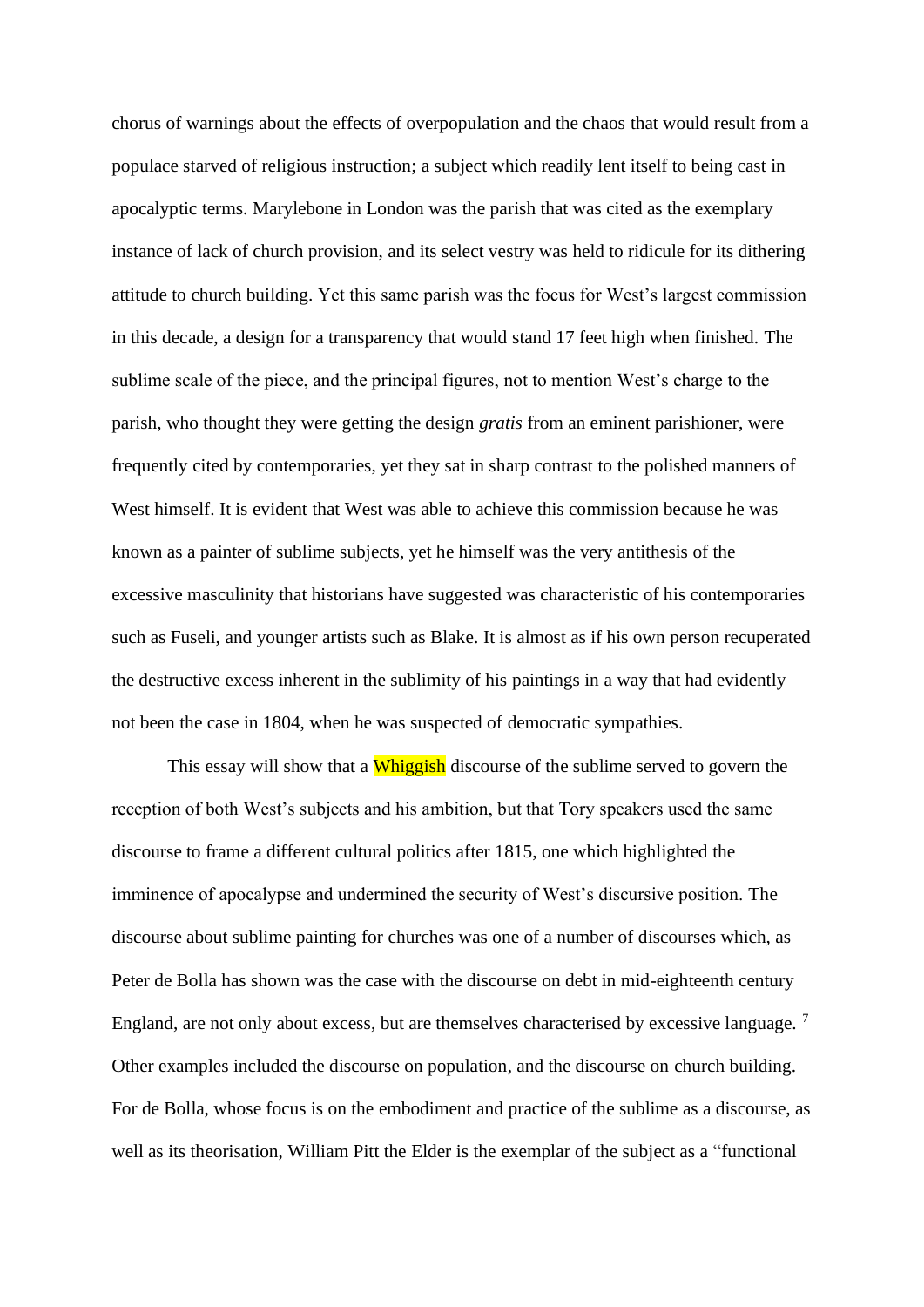chorus of warnings about the effects of overpopulation and the chaos that would result from a populace starved of religious instruction; a subject which readily lent itself to being cast in apocalyptic terms. Marylebone in London was the parish that was cited as the exemplary instance of lack of church provision, and its select vestry was held to ridicule for its dithering attitude to church building. Yet this same parish was the focus for West's largest commission in this decade, a design for a transparency that would stand 17 feet high when finished. The sublime scale of the piece, and the principal figures, not to mention West's charge to the parish, who thought they were getting the design *gratis* from an eminent parishioner, were frequently cited by contemporaries, yet they sat in sharp contrast to the polished manners of West himself. It is evident that West was able to achieve this commission because he was known as a painter of sublime subjects, yet he himself was the very antithesis of the excessive masculinity that historians have suggested was characteristic of his contemporaries such as Fuseli, and younger artists such as Blake. It is almost as if his own person recuperated the destructive excess inherent in the sublimity of his paintings in a way that had evidently not been the case in 1804, when he was suspected of democratic sympathies.

This essay will show that a Whiggish discourse of the sublime served to govern the reception of both West's subjects and his ambition, but that Tory speakers used the same discourse to frame a different cultural politics after 1815, one which highlighted the imminence of apocalypse and undermined the security of West's discursive position. The discourse about sublime painting for churches was one of a number of discourses which, as Peter de Bolla has shown was the case with the discourse on debt in mid-eighteenth century England, are not only about excess, but are themselves characterised by excessive language. [7] Other examples included the discourse on population, and the discourse on church building. For de Bolla, whose focus is on the embodiment and practice of the sublime as a discourse, as well as its theorisation, William Pitt the Elder is the exemplar of the subject as a "functional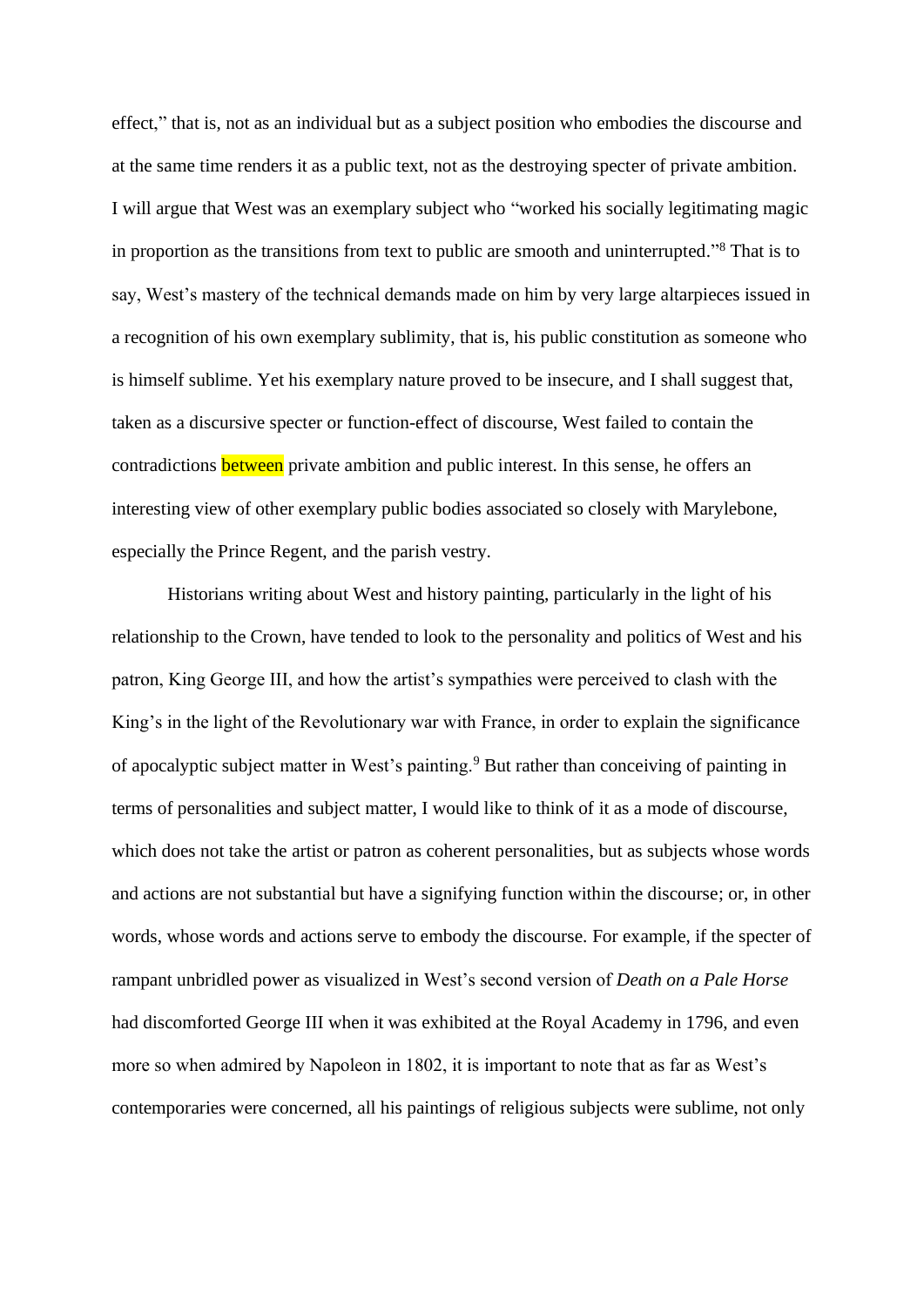effect," that is, not as an individual but as a subject position who embodies the discourse and at the same time renders it as a public text, not as the destroying specter of private ambition. I will argue that West was an exemplary subject who "worked his socially legitimating magic in proportion as the transitions from text to public are smooth and uninterrupted."[8] That is to say, West's mastery of the technical demands made on him by very large altarpieces issued in a recognition of his own exemplary sublimity, that is, his public constitution as someone who is himself sublime. Yet his exemplary nature proved to be insecure, and I shall suggest that, taken as a discursive specter or function-effect of discourse, West failed to contain the contradictions between private ambition and public interest. In this sense, he offers an interesting view of other exemplary public bodies associated so closely with Marylebone, especially the Prince Regent, and the parish vestry.

Historians writing about West and history painting, particularly in the light of his relationship to the Crown, have tended to look to the personality and politics of West and his patron, King George III, and how the artist's sympathies were perceived to clash with the King's in the light of the Revolutionary war with France, in order to explain the significance of apocalyptic subject matter in West's painting.[9] But rather than conceiving of painting in terms of personalities and subject matter, I would like to think of it as a mode of discourse, which does not take the artist or patron as coherent personalities, but as subjects whose words and actions are not substantial but have a signifying function within the discourse; or, in other words, whose words and actions serve to embody the discourse. For example, if the specter of rampant unbridled power as visualized in West's second version of *Death on a Pale Horse* had discomforted George III when it was exhibited at the Royal Academy in 1796, and even more so when admired by Napoleon in 1802, it is important to note that as far as West's contemporaries were concerned, all his paintings of religious subjects were sublime, not only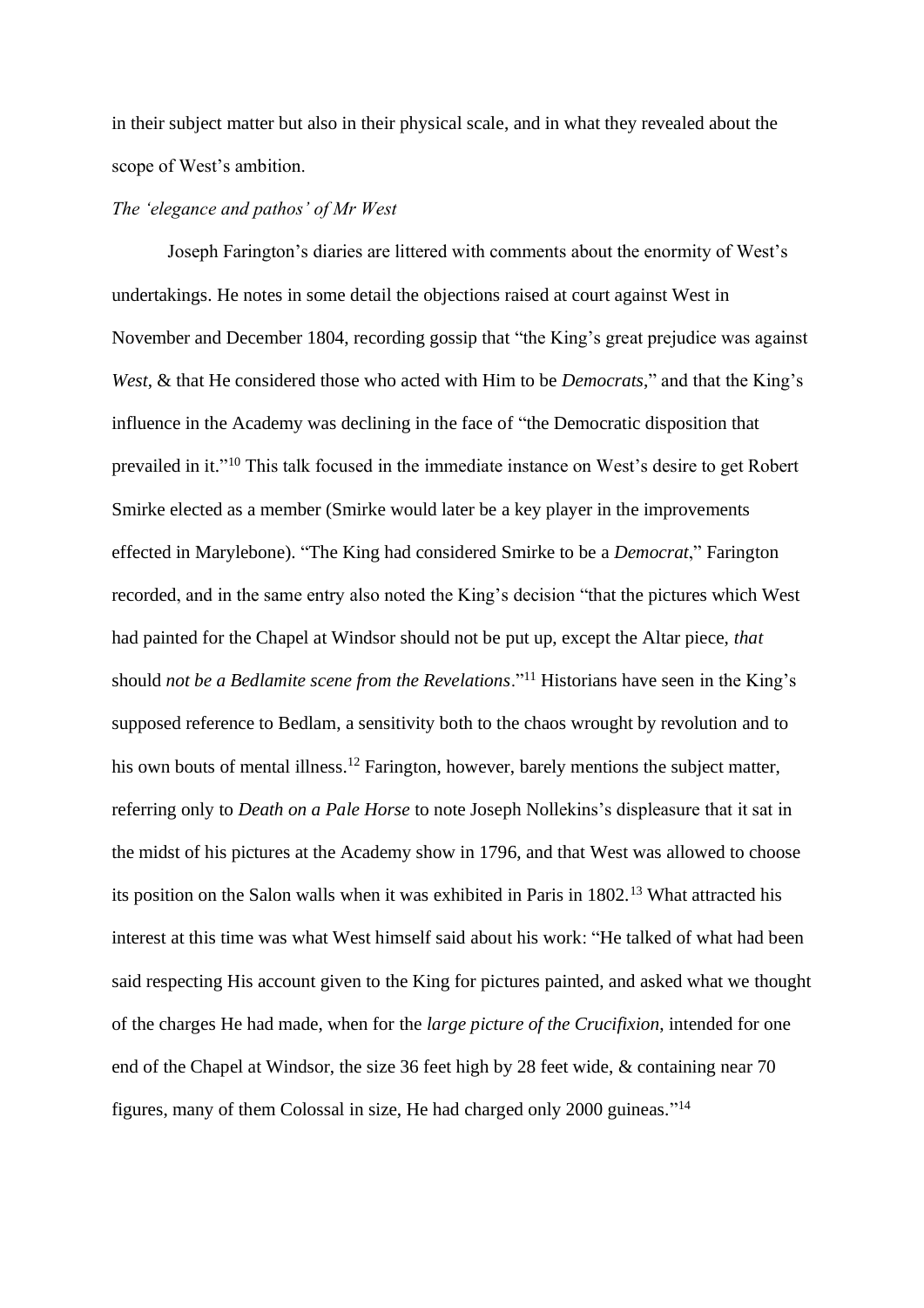in their subject matter but also in their physical scale, and in what they revealed about the scope of West's ambition.

### *The 'elegance and pathos' of Mr West*

Joseph Farington's diaries are littered with comments about the enormity of West's undertakings. He notes in some detail the objections raised at court against West in November and December 1804, recording gossip that "the King's great prejudice was against *West*, & that He considered those who acted with Him to be *Democrats*," and that the King's influence in the Academy was declining in the face of "the Democratic disposition that prevailed in it."[10] This talk focused in the immediate instance on West's desire to get Robert Smirke elected as a member (Smirke would later be a key player in the improvements effected in Marylebone). "The King had considered Smirke to be a *Democrat*," Farington recorded, and in the same entry also noted the King's decision "that the pictures which West had painted for the Chapel at Windsor should not be put up, except the Altar piece, *that* should *not be a Bedlamite scene from the Revelations*."[11] Historians have seen in the King's supposed reference to Bedlam, a sensitivity both to the chaos wrought by revolution and to his own bouts of mental illness.[12] Farington, however, barely mentions the subject matter, referring only to *Death on a Pale Horse* to note Joseph Nollekins's displeasure that it sat in the midst of his pictures at the Academy show in 1796, and that West was allowed to choose its position on the Salon walls when it was exhibited in Paris in 1802.[13] What attracted his interest at this time was what West himself said about his work: "He talked of what had been said respecting His account given to the King for pictures painted, and asked what we thought of the charges He had made, when for the *large picture of the Crucifixion*, intended for one end of the Chapel at Windsor, the size 36 feet high by 28 feet wide, & containing near 70 figures, many of them Colossal in size, He had charged only 2000 guineas."[14]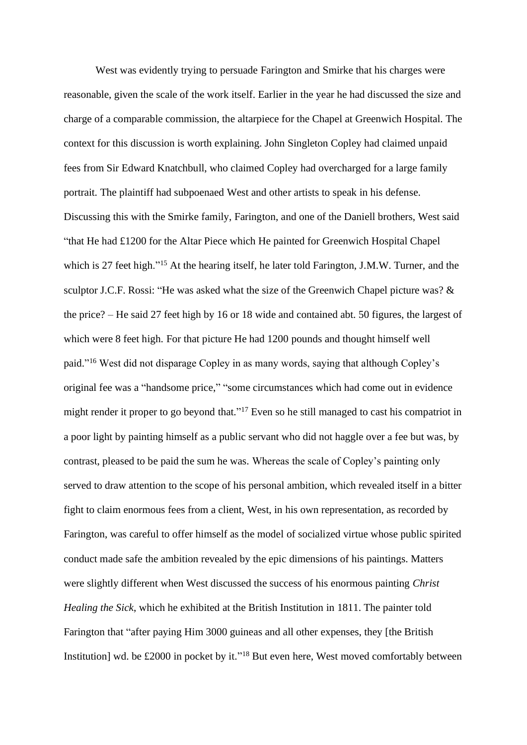West was evidently trying to persuade Farington and Smirke that his charges were reasonable, given the scale of the work itself. Earlier in the year he had discussed the size and charge of a comparable commission, the altarpiece for the Chapel at Greenwich Hospital. The context for this discussion is worth explaining. John Singleton Copley had claimed unpaid fees from Sir Edward Knatchbull, who claimed Copley had overcharged for a large family portrait. The plaintiff had subpoenaed West and other artists to speak in his defense. Discussing this with the Smirke family, Farington, and one of the Daniell brothers, West said "that He had £1200 for the Altar Piece which He painted for Greenwich Hospital Chapel which is 27 feet high."[15] At the hearing itself, he later told Farington, J.M.W. Turner, and the sculptor J.C.F. Rossi: "He was asked what the size of the Greenwich Chapel picture was? & the price? – He said 27 feet high by 16 or 18 wide and contained abt. 50 figures, the largest of which were 8 feet high. For that picture He had 1200 pounds and thought himself well paid."[16] West did not disparage Copley in as many words, saying that although Copley's original fee was a "handsome price," "some circumstances which had come out in evidence might render it proper to go beyond that."[17] Even so he still managed to cast his compatriot in a poor light by painting himself as a public servant who did not haggle over a fee but was, by contrast, pleased to be paid the sum he was. Whereas the scale of Copley's painting only served to draw attention to the scope of his personal ambition, which revealed itself in a bitter fight to claim enormous fees from a client, West, in his own representation, as recorded by Farington, was careful to offer himself as the model of socialized virtue whose public spirited conduct made safe the ambition revealed by the epic dimensions of his paintings. Matters were slightly different when West discussed the success of his enormous painting *Christ Healing the Sick*, which he exhibited at the British Institution in 1811. The painter told Farington that "after paying Him 3000 guineas and all other expenses, they [the British Institution] wd. be £2000 in pocket by it."[18] But even here, West moved comfortably between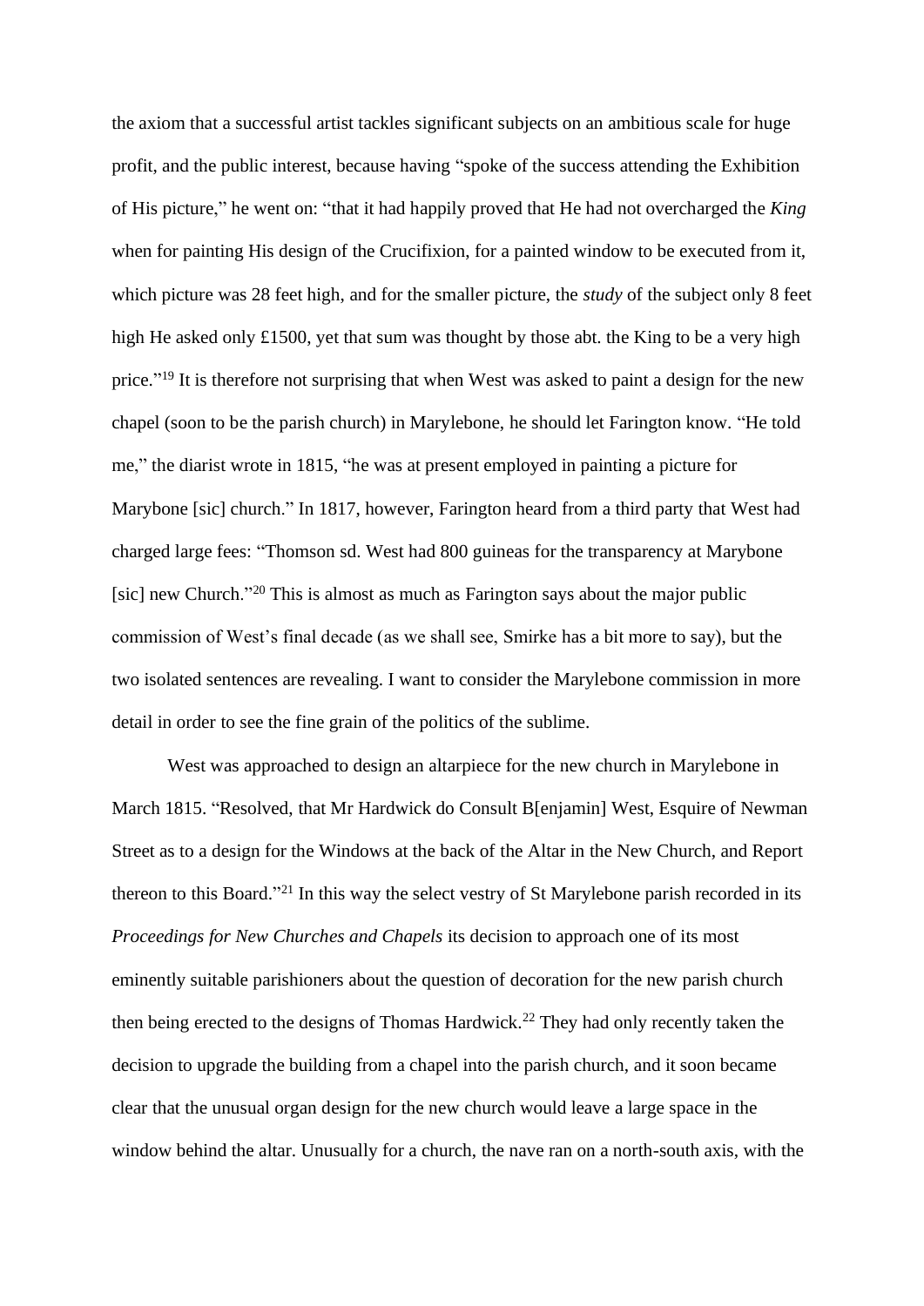the axiom that a successful artist tackles significant subjects on an ambitious scale for huge profit, and the public interest, because having "spoke of the success attending the Exhibition of His picture," he went on: "that it had happily proved that He had not overcharged the *King* when for painting His design of the Crucifixion, for a painted window to be executed from it, which picture was 28 feet high, and for the smaller picture, the *study* of the subject only 8 feet high He asked only £1500, yet that sum was thought by those abt. the King to be a very high price."[19] It is therefore not surprising that when West was asked to paint a design for the new chapel (soon to be the parish church) in Marylebone, he should let Farington know. "He told me," the diarist wrote in 1815, "he was at present employed in painting a picture for Marybone [sic] church." In 1817, however, Farington heard from a third party that West had charged large fees: "Thomson sd. West had 800 guineas for the transparency at Marybone [sic] new Church."[20] This is almost as much as Farington says about the major public commission of West's final decade (as we shall see, Smirke has a bit more to say), but the two isolated sentences are revealing. I want to consider the Marylebone commission in more detail in order to see the fine grain of the politics of the sublime.

West was approached to design an altarpiece for the new church in Marylebone in March 1815. "Resolved, that Mr Hardwick do Consult B[enjamin] West, Esquire of Newman Street as to a design for the Windows at the back of the Altar in the New Church, and Report thereon to this Board."[21] In this way the select vestry of St Marylebone parish recorded in its *Proceedings for New Churches and Chapels* its decision to approach one of its most eminently suitable parishioners about the question of decoration for the new parish church then being erected to the designs of Thomas Hardwick.[22] They had only recently taken the decision to upgrade the building from a chapel into the parish church, and it soon became clear that the unusual organ design for the new church would leave a large space in the window behind the altar. Unusually for a church, the nave ran on a north-south axis, with the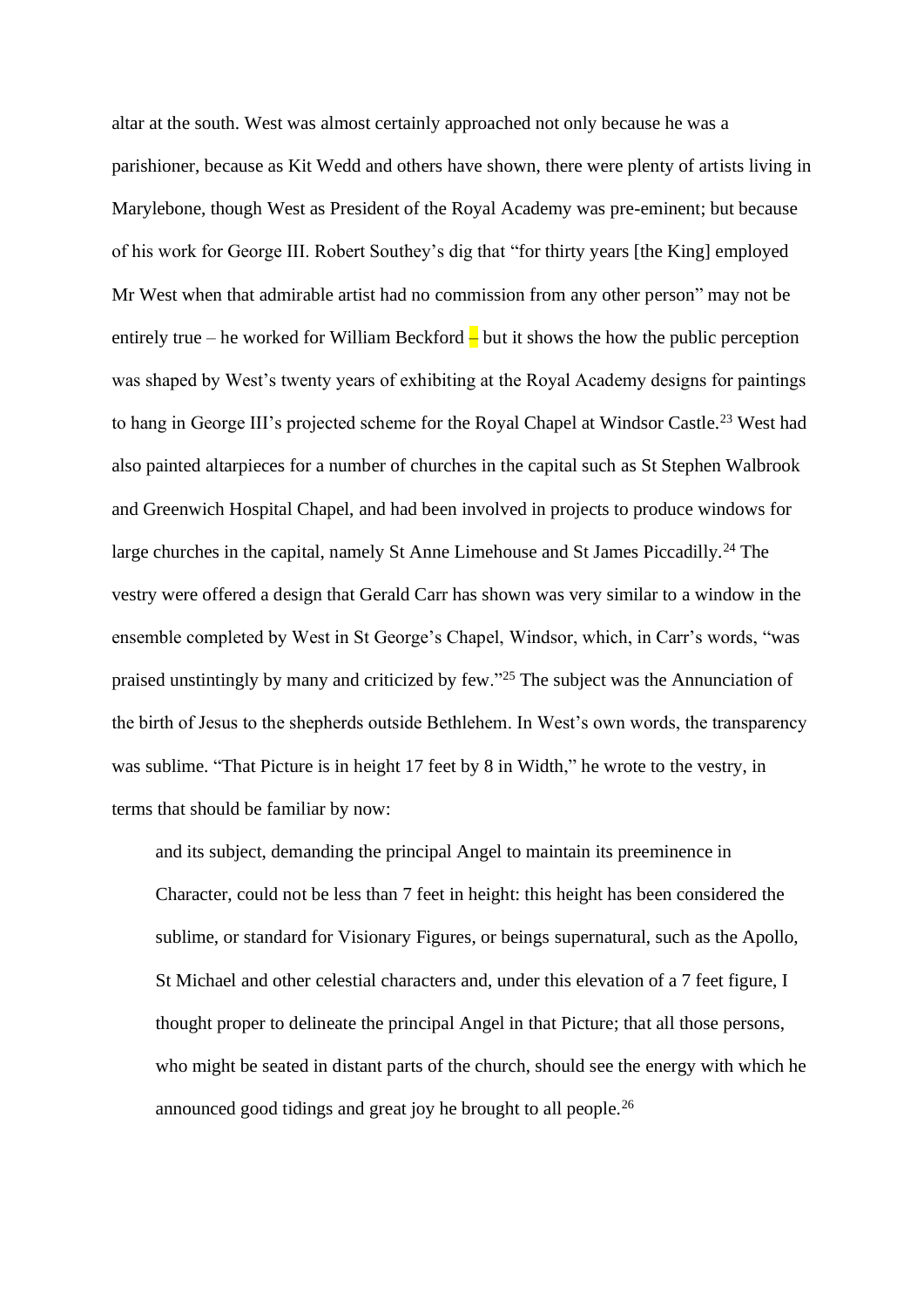altar at the south. West was almost certainly approached not only because he was a parishioner, because as Kit Wedd and others have shown, there were plenty of artists living in Marylebone, though West as President of the Royal Academy was pre-eminent; but because of his work for George III. Robert Southey's dig that "for thirty years [the King] employed Mr West when that admirable artist had no commission from any other person" may not be entirely true – he worked for William Beckford – but it shows the how the public perception was shaped by West's twenty years of exhibiting at the Royal Academy designs for paintings to hang in George III's projected scheme for the Royal Chapel at Windsor Castle.[23] West had also painted altarpieces for a number of churches in the capital such as St Stephen Walbrook and Greenwich Hospital Chapel, and had been involved in projects to produce windows for large churches in the capital, namely St Anne Limehouse and St James Piccadilly.[24] The vestry were offered a design that Gerald Carr has shown was very similar to a window in the ensemble completed by West in St George's Chapel, Windsor, which, in Carr's words, "was praised unstintingly by many and criticized by few."[25] The subject was the Annunciation of the birth of Jesus to the shepherds outside Bethlehem. In West's own words, the transparency was sublime. "That Picture is in height 17 feet by 8 in Width," he wrote to the vestry, in terms that should be familiar by now:

> and its subject, demanding the principal Angel to maintain its preeminence in Character, could not be less than 7 feet in height: this height has been considered the sublime, or standard for Visionary Figures, or beings supernatural, such as the Apollo, St Michael and other celestial characters and, under this elevation of a 7 feet figure, I thought proper to delineate the principal Angel in that Picture; that all those persons, who might be seated in distant parts of the church, should see the energy with which he announced good tidings and great joy he brought to all people.[26]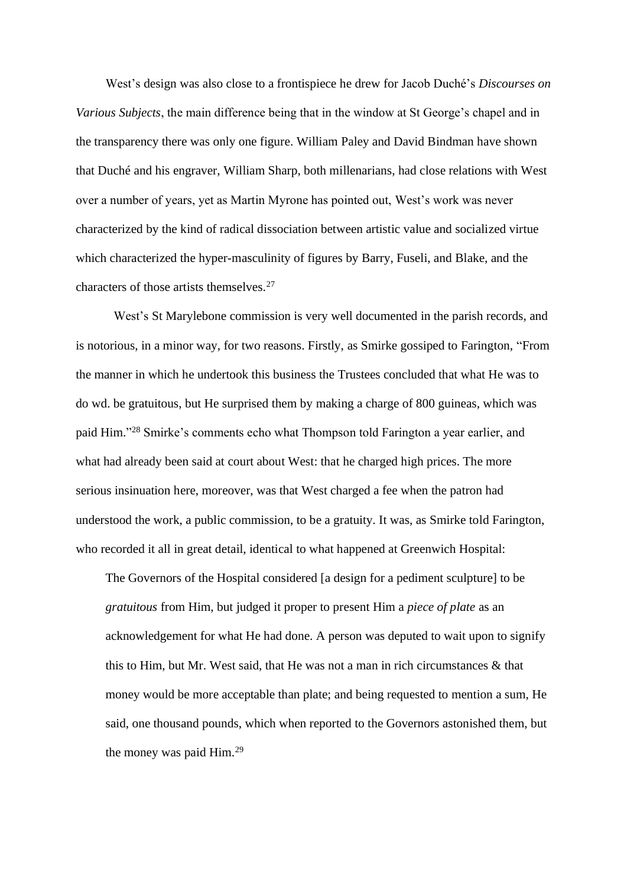West's design was also close to a frontispiece he drew for Jacob Duché's *Discourses on Various Subjects*, the main difference being that in the window at St George's chapel and in the transparency there was only one figure. William Paley and David Bindman have shown that Duché and his engraver, William Sharp, both millenarians, had close relations with West over a number of years, yet as Martin Myrone has pointed out, West's work was never characterized by the kind of radical dissociation between artistic value and socialized virtue which characterized the hyper-masculinity of figures by Barry, Fuseli, and Blake, and the characters of those artists themselves.[27]

West's St Marylebone commission is very well documented in the parish records, and is notorious, in a minor way, for two reasons. Firstly, as Smirke gossiped to Farington, "From the manner in which he undertook this business the Trustees concluded that what He was to do wd. be gratuitous, but He surprised them by making a charge of 800 guineas, which was paid Him."[28] Smirke's comments echo what Thompson told Farington a year earlier, and what had already been said at court about West: that he charged high prices. The more serious insinuation here, moreover, was that West charged a fee when the patron had understood the work, a public commission, to be a gratuity. It was, as Smirke told Farington, who recorded it all in great detail, identical to what happened at Greenwich Hospital:

> The Governors of the Hospital considered [a design for a pediment sculpture] to be *gratuitous* from Him, but judged it proper to present Him a *piece of plate* as an acknowledgement for what He had done. A person was deputed to wait upon to signify this to Him, but Mr. West said, that He was not a man in rich circumstances & that money would be more acceptable than plate; and being requested to mention a sum, He said, one thousand pounds, which when reported to the Governors astonished them, but the money was paid Him.[29]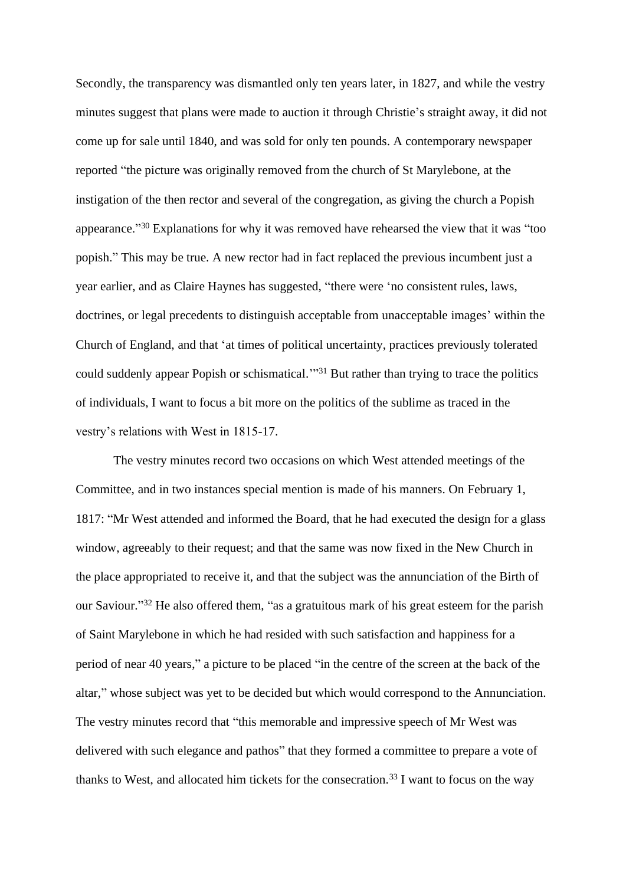Secondly, the transparency was dismantled only ten years later, in 1827, and while the vestry minutes suggest that plans were made to auction it through Christie's straight away, it did not come up for sale until 1840, and was sold for only ten pounds. A contemporary newspaper reported "the picture was originally removed from the church of St Marylebone, at the instigation of the then rector and several of the congregation, as giving the church a Popish appearance."[30] Explanations for why it was removed have rehearsed the view that it was "too popish." This may be true. A new rector had in fact replaced the previous incumbent just a year earlier, and as Claire Haynes has suggested, "there were 'no consistent rules, laws, doctrines, or legal precedents to distinguish acceptable from unacceptable images' within the Church of England, and that 'at times of political uncertainty, practices previously tolerated could suddenly appear Popish or schismatical.'"[31] But rather than trying to trace the politics of individuals, I want to focus a bit more on the politics of the sublime as traced in the vestry's relations with West in 1815-17.

The vestry minutes record two occasions on which West attended meetings of the Committee, and in two instances special mention is made of his manners. On February 1, 1817: "Mr West attended and informed the Board, that he had executed the design for a glass window, agreeably to their request; and that the same was now fixed in the New Church in the place appropriated to receive it, and that the subject was the annunciation of the Birth of our Saviour."[32] He also offered them, "as a gratuitous mark of his great esteem for the parish of Saint Marylebone in which he had resided with such satisfaction and happiness for a period of near 40 years," a picture to be placed "in the centre of the screen at the back of the altar," whose subject was yet to be decided but which would correspond to the Annunciation. The vestry minutes record that "this memorable and impressive speech of Mr West was delivered with such elegance and pathos" that they formed a committee to prepare a vote of thanks to West, and allocated him tickets for the consecration.[33] I want to focus on the way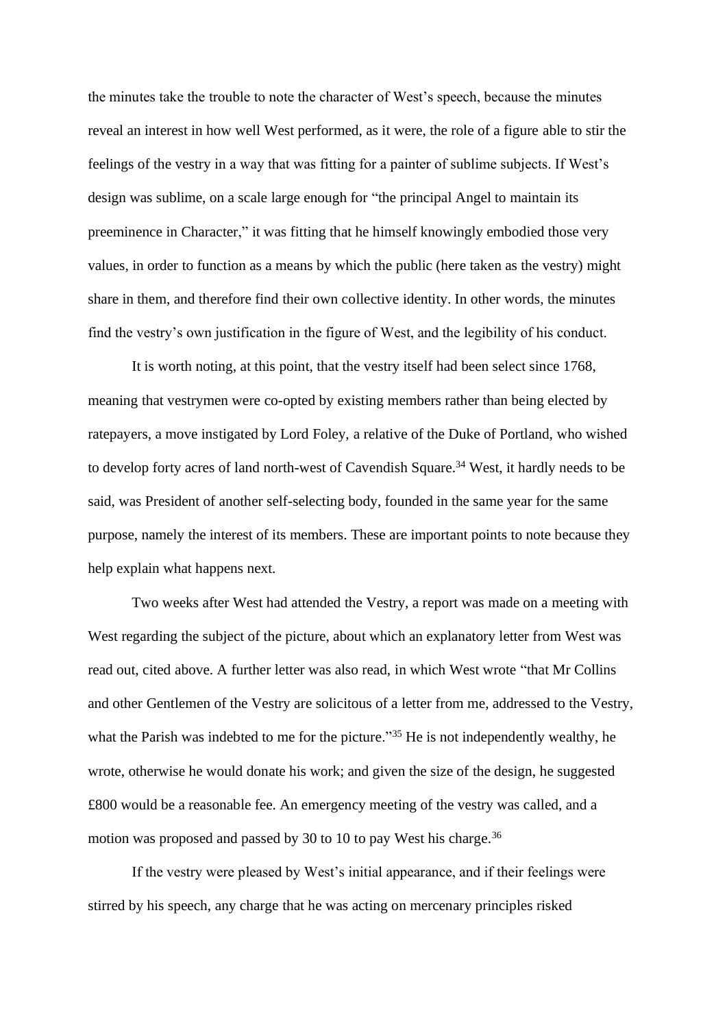the minutes take the trouble to note the character of West's speech, because the minutes reveal an interest in how well West performed, as it were, the role of a figure able to stir the feelings of the vestry in a way that was fitting for a painter of sublime subjects. If West's design was sublime, on a scale large enough for "the principal Angel to maintain its preeminence in Character," it was fitting that he himself knowingly embodied those very values, in order to function as a means by which the public (here taken as the vestry) might share in them, and therefore find their own collective identity. In other words, the minutes find the vestry's own justification in the figure of West, and the legibility of his conduct.

It is worth noting, at this point, that the vestry itself had been select since 1768, meaning that vestrymen were co-opted by existing members rather than being elected by ratepayers, a move instigated by Lord Foley, a relative of the Duke of Portland, who wished to develop forty acres of land north-west of Cavendish Square.[34] West, it hardly needs to be said, was President of another self-selecting body, founded in the same year for the same purpose, namely the interest of its members. These are important points to note because they help explain what happens next.

Two weeks after West had attended the Vestry, a report was made on a meeting with West regarding the subject of the picture, about which an explanatory letter from West was read out, cited above. A further letter was also read, in which West wrote "that Mr Collins and other Gentlemen of the Vestry are solicitous of a letter from me, addressed to the Vestry, what the Parish was indebted to me for the picture."[35] He is not independently wealthy, he wrote, otherwise he would donate his work; and given the size of the design, he suggested £800 would be a reasonable fee. An emergency meeting of the vestry was called, and a motion was proposed and passed by 30 to 10 to pay West his charge.[36]

If the vestry were pleased by West's initial appearance, and if their feelings were stirred by his speech, any charge that he was acting on mercenary principles risked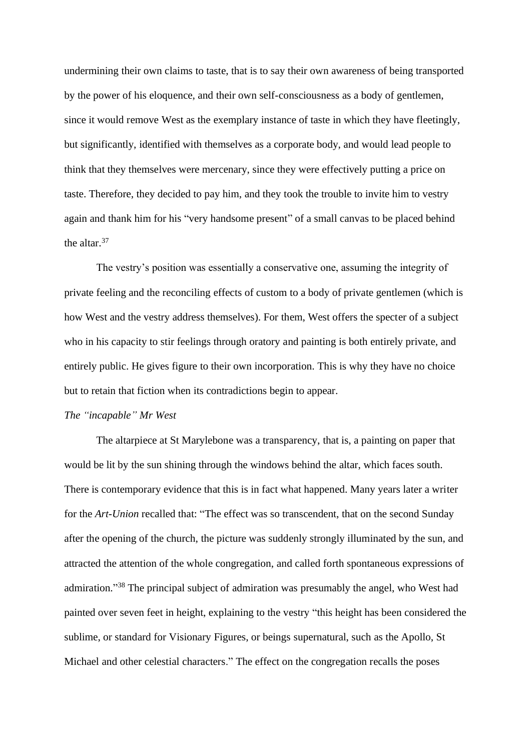undermining their own claims to taste, that is to say their own awareness of being transported by the power of his eloquence, and their own self-consciousness as a body of gentlemen, since it would remove West as the exemplary instance of taste in which they have fleetingly, but significantly, identified with themselves as a corporate body, and would lead people to think that they themselves were mercenary, since they were effectively putting a price on taste. Therefore, they decided to pay him, and they took the trouble to invite him to vestry again and thank him for his "very handsome present" of a small canvas to be placed behind the altar.[37]

The vestry's position was essentially a conservative one, assuming the integrity of private feeling and the reconciling effects of custom to a body of private gentlemen (which is how West and the vestry address themselves). For them, West offers the specter of a subject who in his capacity to stir feelings through oratory and painting is both entirely private, and entirely public. He gives figure to their own incorporation. This is why they have no choice but to retain that fiction when its contradictions begin to appear.

*The "incapable" Mr West*

The altarpiece at St Marylebone was a transparency, that is, a painting on paper that would be lit by the sun shining through the windows behind the altar, which faces south. There is contemporary evidence that this is in fact what happened. Many years later a writer for the *Art-Union* recalled that: "The effect was so transcendent, that on the second Sunday after the opening of the church, the picture was suddenly strongly illuminated by the sun, and attracted the attention of the whole congregation, and called forth spontaneous expressions of admiration."[38] The principal subject of admiration was presumably the angel, who West had painted over seven feet in height, explaining to the vestry "this height has been considered the sublime, or standard for Visionary Figures, or beings supernatural, such as the Apollo, St Michael and other celestial characters." The effect on the congregation recalls the poses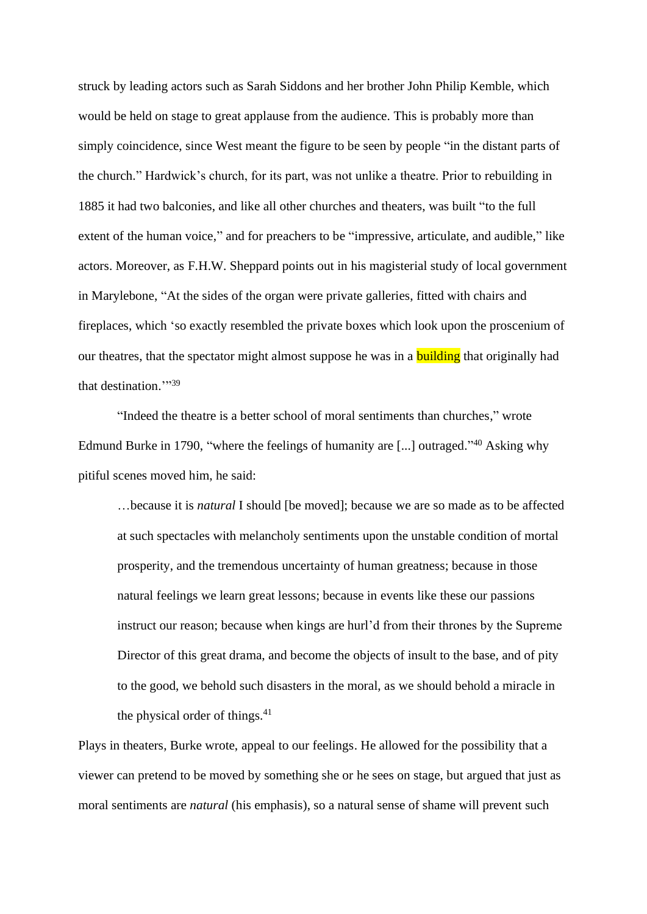struck by leading actors such as Sarah Siddons and her brother John Philip Kemble, which would be held on stage to great applause from the audience. This is probably more than simply coincidence, since West meant the figure to be seen by people "in the distant parts of the church." Hardwick's church, for its part, was not unlike a theatre. Prior to rebuilding in 1885 it had two balconies, and like all other churches and theaters, was built "to the full extent of the human voice," and for preachers to be "impressive, articulate, and audible," like actors. Moreover, as F.H.W. Sheppard points out in his magisterial study of local government in Marylebone, "At the sides of the organ were private galleries, fitted with chairs and fireplaces, which 'so exactly resembled the private boxes which look upon the proscenium of our theatres, that the spectator might almost suppose he was in a building that originally had that destination.'"[39]

"Indeed the theatre is a better school of moral sentiments than churches," wrote Edmund Burke in 1790, "where the feelings of humanity are [...] outraged."[40] Asking why pitiful scenes moved him, he said:

> …because it is *natural* I should [be moved]; because we are so made as to be affected at such spectacles with melancholy sentiments upon the unstable condition of mortal prosperity, and the tremendous uncertainty of human greatness; because in those natural feelings we learn great lessons; because in events like these our passions instruct our reason; because when kings are hurl'd from their thrones by the Supreme Director of this great drama, and become the objects of insult to the base, and of pity to the good, we behold such disasters in the moral, as we should behold a miracle in the physical order of things.[41]

Plays in theaters, Burke wrote, appeal to our feelings. He allowed for the possibility that a viewer can pretend to be moved by something she or he sees on stage, but argued that just as moral sentiments are *natural* (his emphasis), so a natural sense of shame will prevent such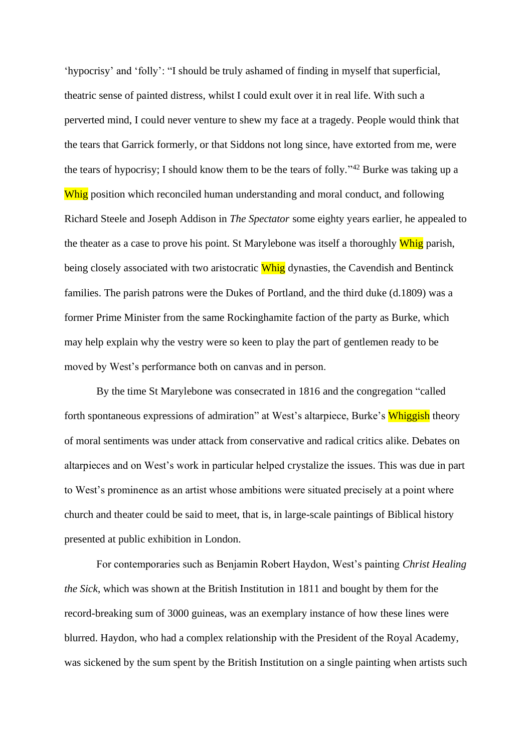‘hypocrisy’ and ‘folly’: “I should be truly ashamed of finding in myself that superficial, theatric sense of painted distress, whilst I could exult over it in real life. With such a perverted mind, I could never venture to shew my face at a tragedy. People would think that the tears that Garrick formerly, or that Siddons not long since, have extorted from me, were the tears of hypocrisy; I should know them to be the tears of folly.”[42] Burke was taking up a Whig position which reconciled human understanding and moral conduct, and following Richard Steele and Joseph Addison in *The Spectator* some eighty years earlier, he appealed to the theater as a case to prove his point. St Marylebone was itself a thoroughly Whig parish, being closely associated with two aristocratic Whig dynasties, the Cavendish and Bentinck families. The parish patrons were the Dukes of Portland, and the third duke (d.1809) was a former Prime Minister from the same Rockinghamite faction of the party as Burke, which may help explain why the vestry were so keen to play the part of gentlemen ready to be moved by West’s performance both on canvas and in person.

By the time St Marylebone was consecrated in 1816 and the congregation “called forth spontaneous expressions of admiration” at West’s altarpiece, Burke’s Whiggish theory of moral sentiments was under attack from conservative and radical critics alike. Debates on altarpieces and on West’s work in particular helped crystalize the issues. This was due in part to West’s prominence as an artist whose ambitions were situated precisely at a point where church and theater could be said to meet, that is, in large-scale paintings of Biblical history presented at public exhibition in London.

For contemporaries such as Benjamin Robert Haydon, West’s painting *Christ Healing the Sick*, which was shown at the British Institution in 1811 and bought by them for the record-breaking sum of 3000 guineas, was an exemplary instance of how these lines were blurred. Haydon, who had a complex relationship with the President of the Royal Academy, was sickened by the sum spent by the British Institution on a single painting when artists such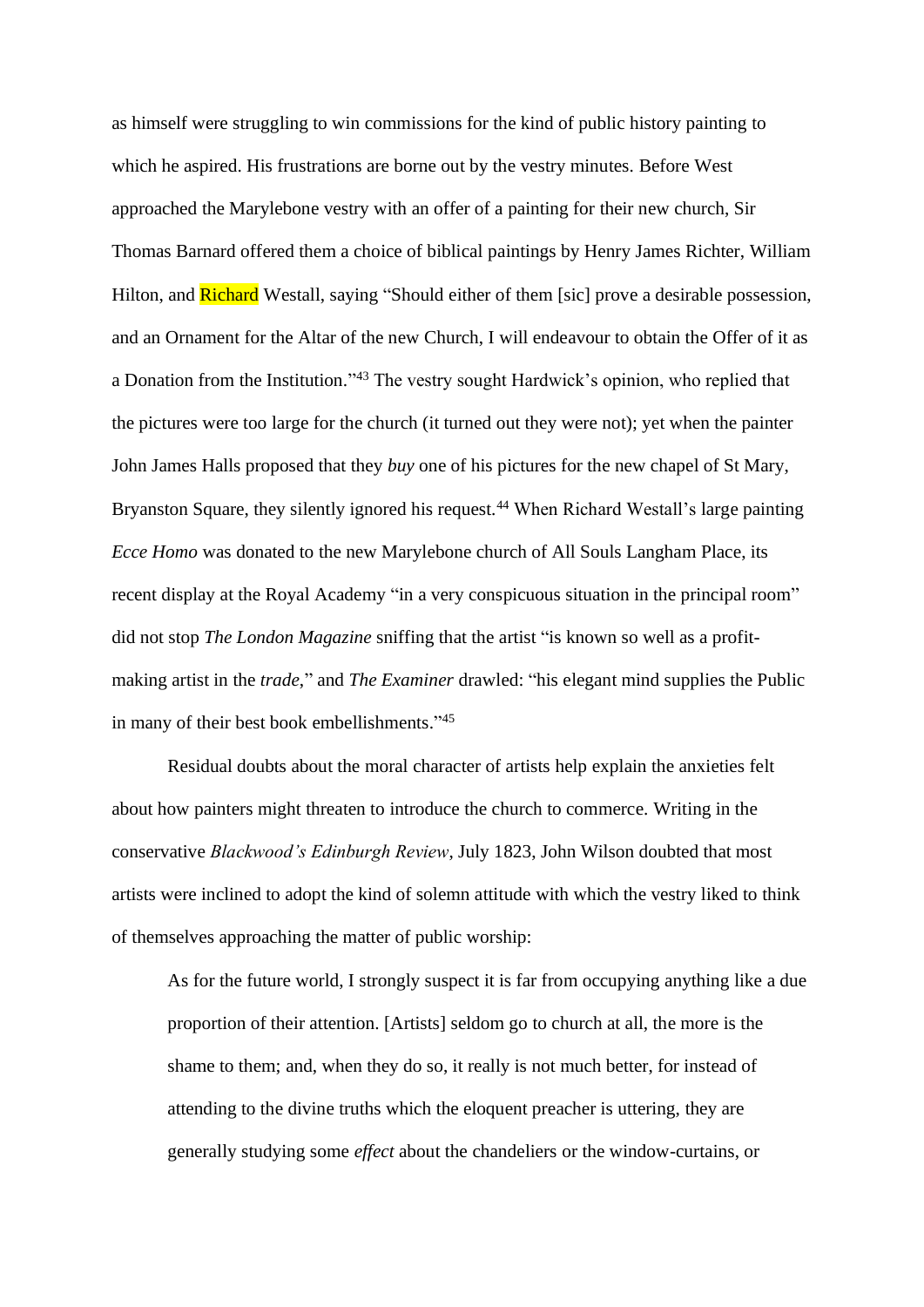as himself were struggling to win commissions for the kind of public history painting to which he aspired. His frustrations are borne out by the vestry minutes. Before West approached the Marylebone vestry with an offer of a painting for their new church, Sir Thomas Barnard offered them a choice of biblical paintings by Henry James Richter, William Hilton, and Richard Westall, saying "Should either of them [sic] prove a desirable possession, and an Ornament for the Altar of the new Church, I will endeavour to obtain the Offer of it as a Donation from the Institution."[43] The vestry sought Hardwick's opinion, who replied that the pictures were too large for the church (it turned out they were not); yet when the painter John James Halls proposed that they *buy* one of his pictures for the new chapel of St Mary, Bryanston Square, they silently ignored his request.[44] When Richard Westall's large painting *Ecce Homo* was donated to the new Marylebone church of All Souls Langham Place, its recent display at the Royal Academy "in a very conspicuous situation in the principal room" did not stop *The London Magazine* sniffing that the artist "is known so well as a profit-making artist in the *trade*," and *The Examiner* drawled: "his elegant mind supplies the Public in many of their best book embellishments."[45]

Residual doubts about the moral character of artists help explain the anxieties felt about how painters might threaten to introduce the church to commerce. Writing in the conservative *Blackwood's Edinburgh Review*, July 1823, John Wilson doubted that most artists were inclined to adopt the kind of solemn attitude with which the vestry liked to think of themselves approaching the matter of public worship:

> As for the future world, I strongly suspect it is far from occupying anything like a due proportion of their attention. [Artists] seldom go to church at all, the more is the shame to them; and, when they do so, it really is not much better, for instead of attending to the divine truths which the eloquent preacher is uttering, they are generally studying some *effect* about the chandeliers or the window-curtains, or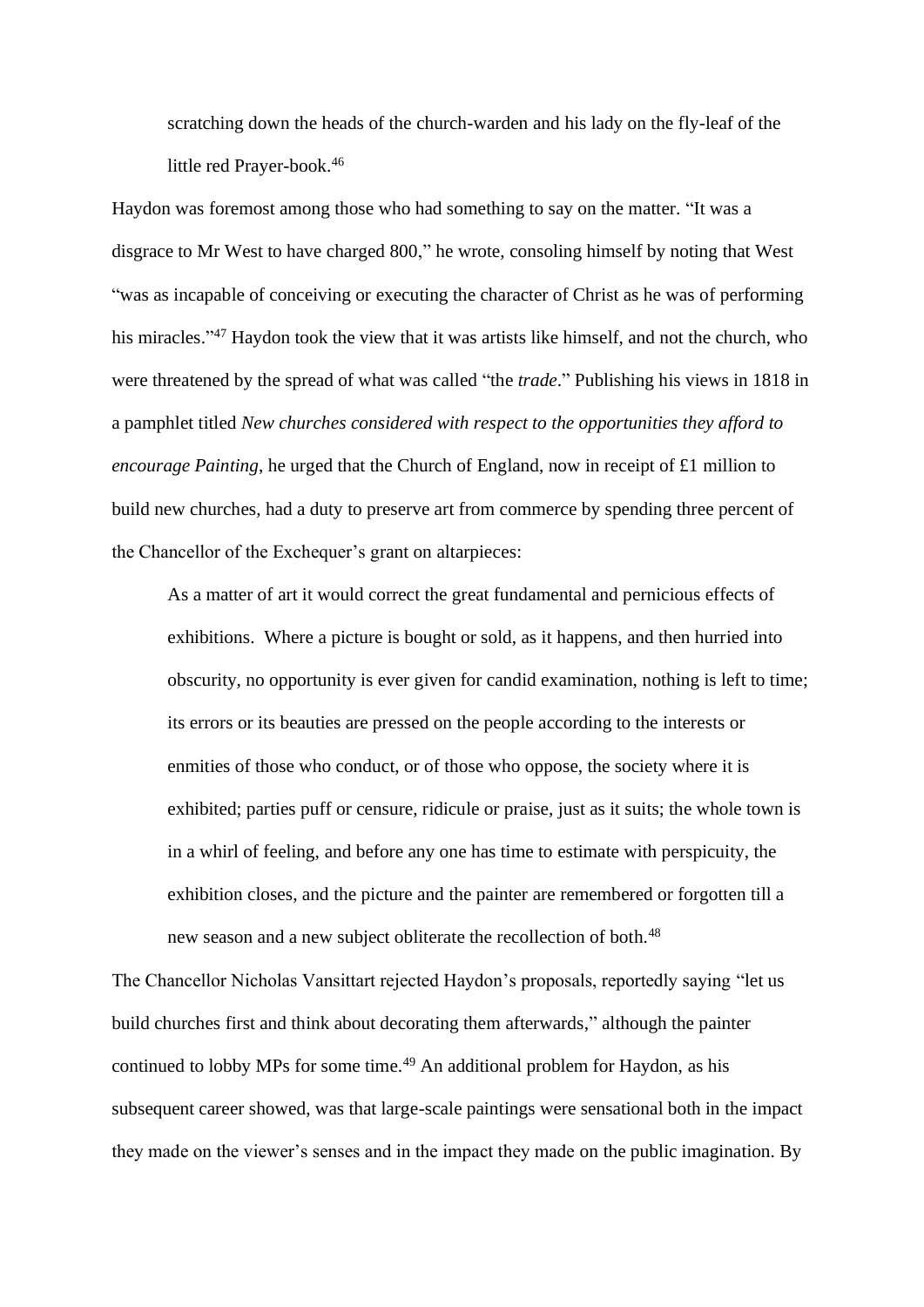> scratching down the heads of the church-warden and his lady on the fly-leaf of the little red Prayer-book.[46]

Haydon was foremost among those who had something to say on the matter. "It was a disgrace to Mr West to have charged 800," he wrote, consoling himself by noting that West "was as incapable of conceiving or executing the character of Christ as he was of performing his miracles."[47] Haydon took the view that it was artists like himself, and not the church, who were threatened by the spread of what was called "the *trade*." Publishing his views in 1818 in a pamphlet titled *New churches considered with respect to the opportunities they afford to encourage Painting*, he urged that the Church of England, now in receipt of £1 million to build new churches, had a duty to preserve art from commerce by spending three percent of the Chancellor of the Exchequer's grant on altarpieces:

> As a matter of art it would correct the great fundamental and pernicious effects of exhibitions. Where a picture is bought or sold, as it happens, and then hurried into obscurity, no opportunity is ever given for candid examination, nothing is left to time; its errors or its beauties are pressed on the people according to the interests or enmities of those who conduct, or of those who oppose, the society where it is exhibited; parties puff or censure, ridicule or praise, just as it suits; the whole town is in a whirl of feeling, and before any one has time to estimate with perspicuity, the exhibition closes, and the picture and the painter are remembered or forgotten till a new season and a new subject obliterate the recollection of both.[48]

The Chancellor Nicholas Vansittart rejected Haydon's proposals, reportedly saying "let us build churches first and think about decorating them afterwards," although the painter continued to lobby MPs for some time.[49] An additional problem for Haydon, as his subsequent career showed, was that large-scale paintings were sensational both in the impact they made on the viewer's senses and in the impact they made on the public imagination. By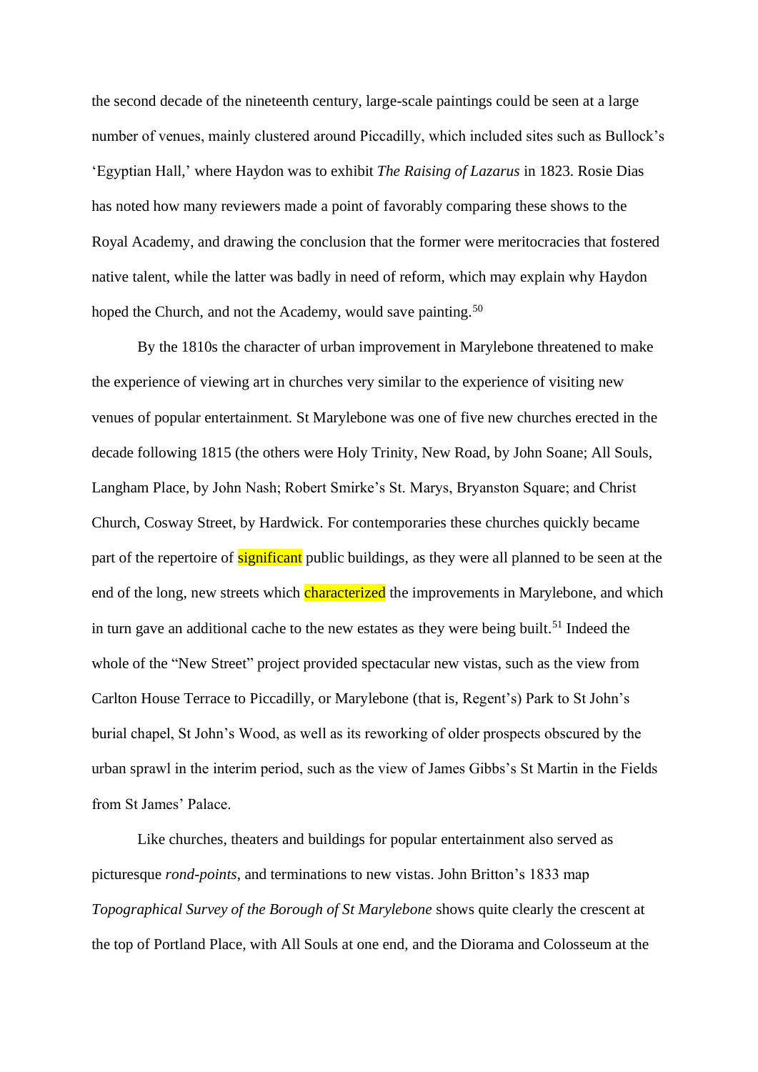the second decade of the nineteenth century, large-scale paintings could be seen at a large number of venues, mainly clustered around Piccadilly, which included sites such as Bullock's 'Egyptian Hall,' where Haydon was to exhibit *The Raising of Lazarus* in 1823. Rosie Dias has noted how many reviewers made a point of favorably comparing these shows to the Royal Academy, and drawing the conclusion that the former were meritocracies that fostered native talent, while the latter was badly in need of reform, which may explain why Haydon hoped the Church, and not the Academy, would save painting.[50]

By the 1810s the character of urban improvement in Marylebone threatened to make the experience of viewing art in churches very similar to the experience of visiting new venues of popular entertainment. St Marylebone was one of five new churches erected in the decade following 1815 (the others were Holy Trinity, New Road, by John Soane; All Souls, Langham Place, by John Nash; Robert Smirke's St. Marys, Bryanston Square; and Christ Church, Cosway Street, by Hardwick. For contemporaries these churches quickly became part of the repertoire of significant public buildings, as they were all planned to be seen at the end of the long, new streets which characterized the improvements in Marylebone, and which in turn gave an additional cache to the new estates as they were being built.[51] Indeed the whole of the "New Street" project provided spectacular new vistas, such as the view from Carlton House Terrace to Piccadilly, or Marylebone (that is, Regent's) Park to St John's burial chapel, St John's Wood, as well as its reworking of older prospects obscured by the urban sprawl in the interim period, such as the view of James Gibbs's St Martin in the Fields from St James' Palace.

Like churches, theaters and buildings for popular entertainment also served as picturesque *rond-points*, and terminations to new vistas. John Britton's 1833 map *Topographical Survey of the Borough of St Marylebone* shows quite clearly the crescent at the top of Portland Place, with All Souls at one end, and the Diorama and Colosseum at the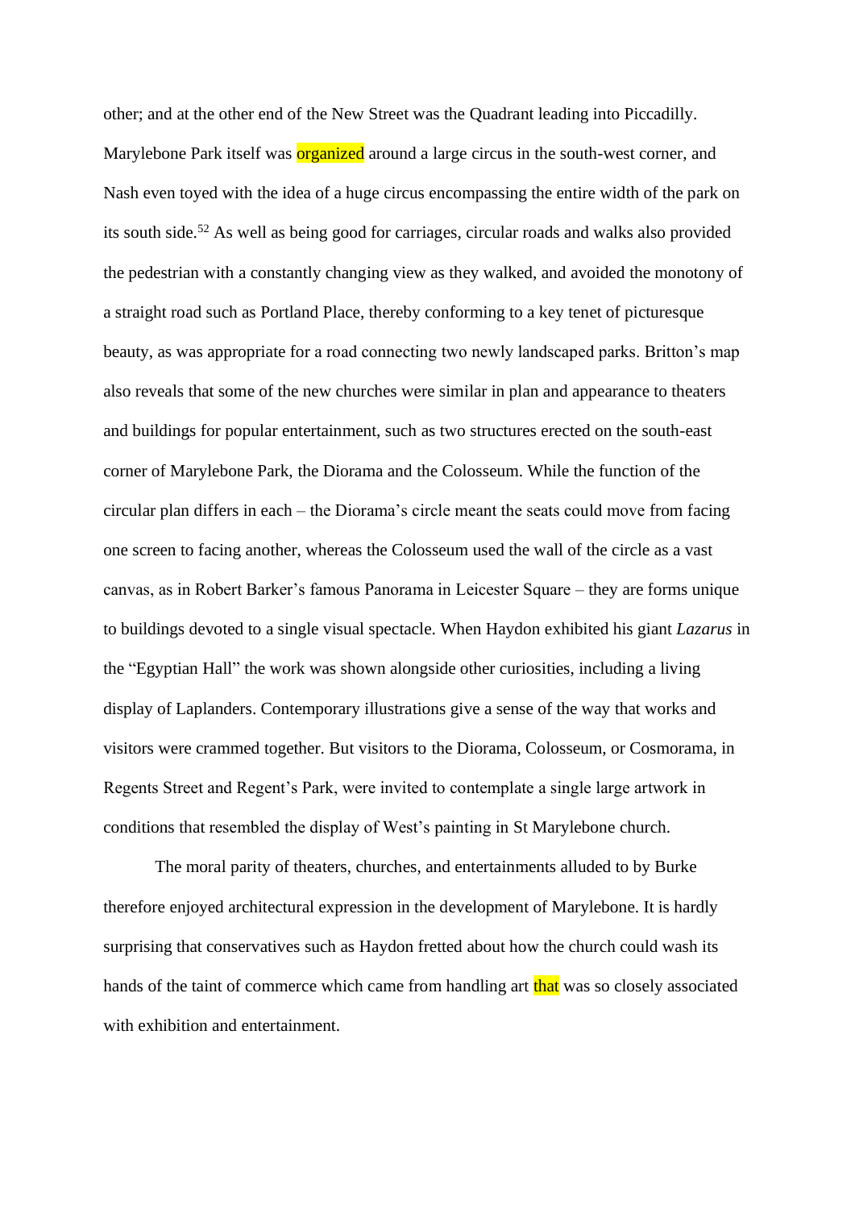other; and at the other end of the New Street was the Quadrant leading into Piccadilly. Marylebone Park itself was organized around a large circus in the south-west corner, and Nash even toyed with the idea of a huge circus encompassing the entire width of the park on its south side.[52] As well as being good for carriages, circular roads and walks also provided the pedestrian with a constantly changing view as they walked, and avoided the monotony of a straight road such as Portland Place, thereby conforming to a key tenet of picturesque beauty, as was appropriate for a road connecting two newly landscaped parks. Britton's map also reveals that some of the new churches were similar in plan and appearance to theaters and buildings for popular entertainment, such as two structures erected on the south-east corner of Marylebone Park, the Diorama and the Colosseum. While the function of the circular plan differs in each – the Diorama's circle meant the seats could move from facing one screen to facing another, whereas the Colosseum used the wall of the circle as a vast canvas, as in Robert Barker's famous Panorama in Leicester Square – they are forms unique to buildings devoted to a single visual spectacle. When Haydon exhibited his giant *Lazarus* in the "Egyptian Hall" the work was shown alongside other curiosities, including a living display of Laplanders. Contemporary illustrations give a sense of the way that works and visitors were crammed together. But visitors to the Diorama, Colosseum, or Cosmorama, in Regents Street and Regent's Park, were invited to contemplate a single large artwork in conditions that resembled the display of West's painting in St Marylebone church.

The moral parity of theaters, churches, and entertainments alluded to by Burke therefore enjoyed architectural expression in the development of Marylebone. It is hardly surprising that conservatives such as Haydon fretted about how the church could wash its hands of the taint of commerce which came from handling art that was so closely associated with exhibition and entertainment.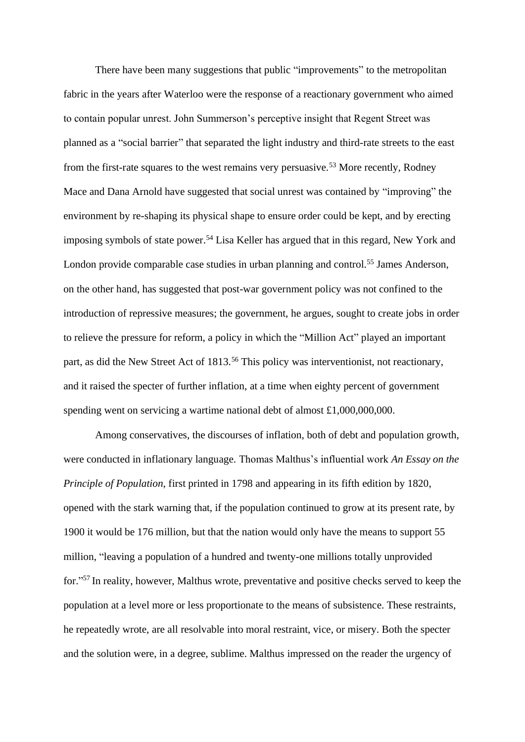There have been many suggestions that public "improvements" to the metropolitan fabric in the years after Waterloo were the response of a reactionary government who aimed to contain popular unrest. John Summerson's perceptive insight that Regent Street was planned as a "social barrier" that separated the light industry and third-rate streets to the east from the first-rate squares to the west remains very persuasive.[53] More recently, Rodney Mace and Dana Arnold have suggested that social unrest was contained by "improving" the environment by re-shaping its physical shape to ensure order could be kept, and by erecting imposing symbols of state power.[54] Lisa Keller has argued that in this regard, New York and London provide comparable case studies in urban planning and control.[55] James Anderson, on the other hand, has suggested that post-war government policy was not confined to the introduction of repressive measures; the government, he argues, sought to create jobs in order to relieve the pressure for reform, a policy in which the "Million Act" played an important part, as did the New Street Act of 1813.[56] This policy was interventionist, not reactionary, and it raised the specter of further inflation, at a time when eighty percent of government spending went on servicing a wartime national debt of almost £1,000,000,000.

Among conservatives, the discourses of inflation, both of debt and population growth, were conducted in inflationary language. Thomas Malthus's influential work *An Essay on the Principle of Population*, first printed in 1798 and appearing in its fifth edition by 1820, opened with the stark warning that, if the population continued to grow at its present rate, by 1900 it would be 176 million, but that the nation would only have the means to support 55 million, "leaving a population of a hundred and twenty-one millions totally unprovided for."[57] In reality, however, Malthus wrote, preventative and positive checks served to keep the population at a level more or less proportionate to the means of subsistence. These restraints, he repeatedly wrote, are all resolvable into moral restraint, vice, or misery. Both the specter and the solution were, in a degree, sublime. Malthus impressed on the reader the urgency of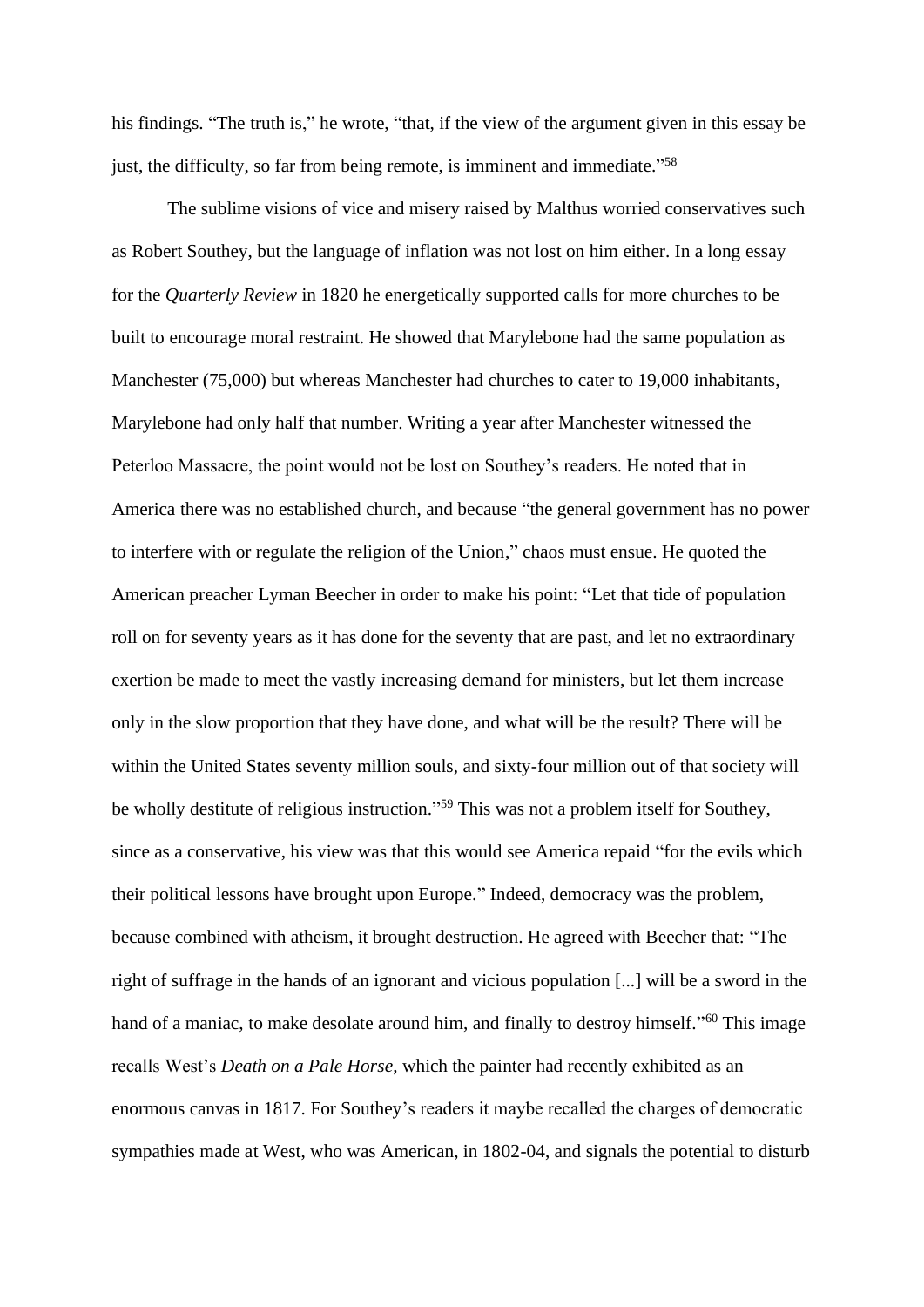his findings. "The truth is," he wrote, "that, if the view of the argument given in this essay be just, the difficulty, so far from being remote, is imminent and immediate."[58]

The sublime visions of vice and misery raised by Malthus worried conservatives such as Robert Southey, but the language of inflation was not lost on him either. In a long essay for the *Quarterly Review* in 1820 he energetically supported calls for more churches to be built to encourage moral restraint. He showed that Marylebone had the same population as Manchester (75,000) but whereas Manchester had churches to cater to 19,000 inhabitants, Marylebone had only half that number. Writing a year after Manchester witnessed the Peterloo Massacre, the point would not be lost on Southey's readers. He noted that in America there was no established church, and because "the general government has no power to interfere with or regulate the religion of the Union," chaos must ensue. He quoted the American preacher Lyman Beecher in order to make his point: "Let that tide of population roll on for seventy years as it has done for the seventy that are past, and let no extraordinary exertion be made to meet the vastly increasing demand for ministers, but let them increase only in the slow proportion that they have done, and what will be the result? There will be within the United States seventy million souls, and sixty-four million out of that society will be wholly destitute of religious instruction."[59] This was not a problem itself for Southey, since as a conservative, his view was that this would see America repaid "for the evils which their political lessons have brought upon Europe." Indeed, democracy was the problem, because combined with atheism, it brought destruction. He agreed with Beecher that: "The right of suffrage in the hands of an ignorant and vicious population [...] will be a sword in the hand of a maniac, to make desolate around him, and finally to destroy himself."[60] This image recalls West's *Death on a Pale Horse*, which the painter had recently exhibited as an enormous canvas in 1817. For Southey's readers it maybe recalled the charges of democratic sympathies made at West, who was American, in 1802-04, and signals the potential to disturb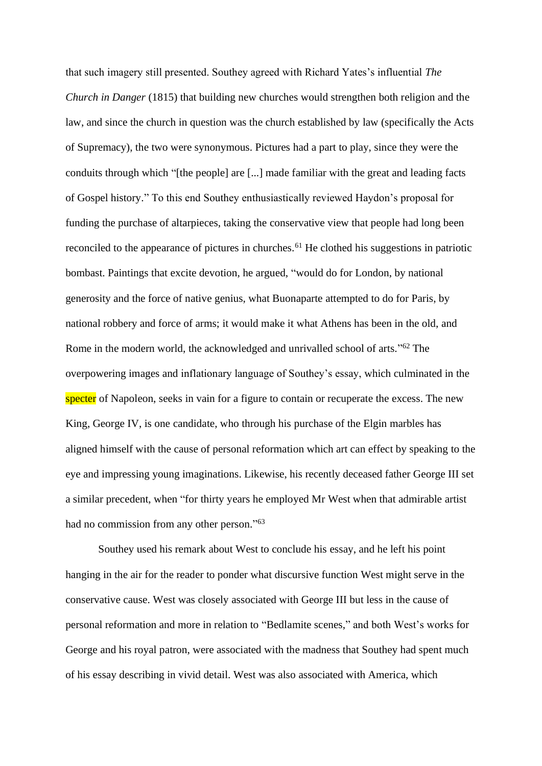that such imagery still presented. Southey agreed with Richard Yates's influential *The Church in Danger* (1815) that building new churches would strengthen both religion and the law, and since the church in question was the church established by law (specifically the Acts of Supremacy), the two were synonymous. Pictures had a part to play, since they were the conduits through which "[the people] are [...] made familiar with the great and leading facts of Gospel history." To this end Southey enthusiastically reviewed Haydon's proposal for funding the purchase of altarpieces, taking the conservative view that people had long been reconciled to the appearance of pictures in churches.[61] He clothed his suggestions in patriotic bombast. Paintings that excite devotion, he argued, "would do for London, by national generosity and the force of native genius, what Buonaparte attempted to do for Paris, by national robbery and force of arms; it would make it what Athens has been in the old, and Rome in the modern world, the acknowledged and unrivalled school of arts."[62] The overpowering images and inflationary language of Southey's essay, which culminated in the specter of Napoleon, seeks in vain for a figure to contain or recuperate the excess. The new King, George IV, is one candidate, who through his purchase of the Elgin marbles has aligned himself with the cause of personal reformation which art can effect by speaking to the eye and impressing young imaginations. Likewise, his recently deceased father George III set a similar precedent, when "for thirty years he employed Mr West when that admirable artist had no commission from any other person."[63]

Southey used his remark about West to conclude his essay, and he left his point hanging in the air for the reader to ponder what discursive function West might serve in the conservative cause. West was closely associated with George III but less in the cause of personal reformation and more in relation to "Bedlamite scenes," and both West's works for George and his royal patron, were associated with the madness that Southey had spent much of his essay describing in vivid detail. West was also associated with America, which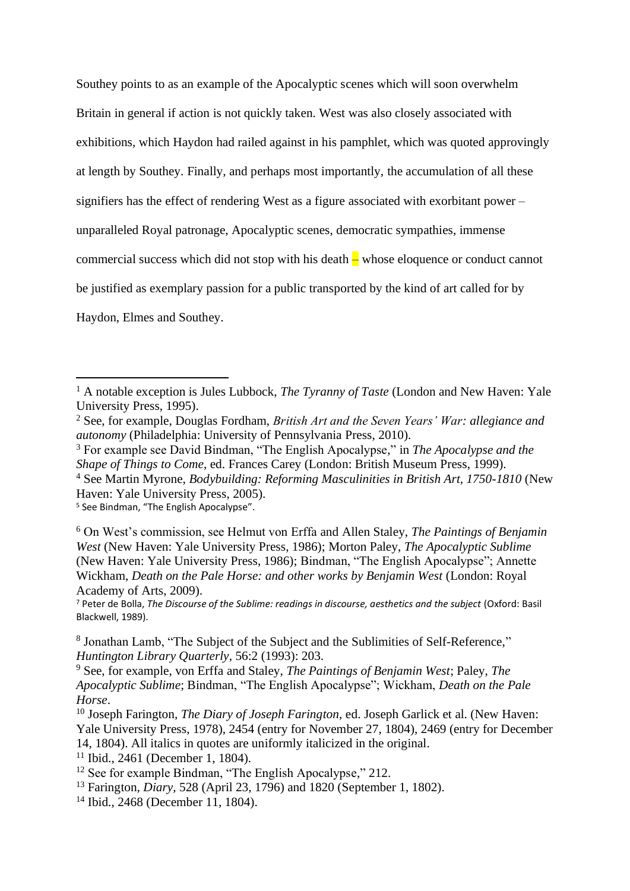Southey points to as an example of the Apocalyptic scenes which will soon overwhelm Britain in general if action is not quickly taken. West was also closely associated with exhibitions, which Haydon had railed against in his pamphlet, which was quoted approvingly at length by Southey. Finally, and perhaps most importantly, the accumulation of all these signifiers has the effect of rendering West as a figure associated with exorbitant power – unparalleled Royal patronage, Apocalyptic scenes, democratic sympathies, immense commercial success which did not stop with his death – whose eloquence or conduct cannot be justified as exemplary passion for a public transported by the kind of art called for by Haydon, Elmes and Southey.

---

[1] A notable exception is Jules Lubbock, *The Tyranny of Taste* (London and New Haven: Yale University Press, 1995).

[2] See, for example, Douglas Fordham, *British Art and the Seven Years' War: allegiance and autonomy* (Philadelphia: University of Pennsylvania Press, 2010).

[3] For example see David Bindman, "The English Apocalypse," in *The Apocalypse and the Shape of Things to Come*, ed. Frances Carey (London: British Museum Press, 1999).

[4] See Martin Myrone, *Bodybuilding: Reforming Masculinities in British Art, 1750-1810* (New Haven: Yale University Press, 2005).

[5] See Bindman, "The English Apocalypse".

[6] On West's commission, see Helmut von Erffa and Allen Staley, *The Paintings of Benjamin West* (New Haven: Yale University Press, 1986); Morton Paley, *The Apocalyptic Sublime* (New Haven: Yale University Press, 1986); Bindman, "The English Apocalypse"; Annette Wickham, *Death on the Pale Horse: and other works by Benjamin West* (London: Royal Academy of Arts, 2009).

[7] Peter de Bolla, *The Discourse of the Sublime: readings in discourse, aesthetics and the subject* (Oxford: Basil Blackwell, 1989).

[8] Jonathan Lamb, "The Subject of the Subject and the Sublimities of Self-Reference," *Huntington Library Quarterly*, 56:2 (1993): 203.

[9] See, for example, von Erffa and Staley, *The Paintings of Benjamin West*; Paley, *The Apocalyptic Sublime*; Bindman, "The English Apocalypse"; Wickham, *Death on the Pale Horse*.

[10] Joseph Farington, *The Diary of Joseph Farington*, ed. Joseph Garlick et al. (New Haven: Yale University Press, 1978), 2454 (entry for November 27, 1804), 2469 (entry for December 14, 1804). All italics in quotes are uniformly italicized in the original.

[11] Ibid., 2461 (December 1, 1804).

[12] See for example Bindman, "The English Apocalypse," 212.

[13] Farington, *Diary*, 528 (April 23, 1796) and 1820 (September 1, 1802).

[14] Ibid., 2468 (December 11, 1804).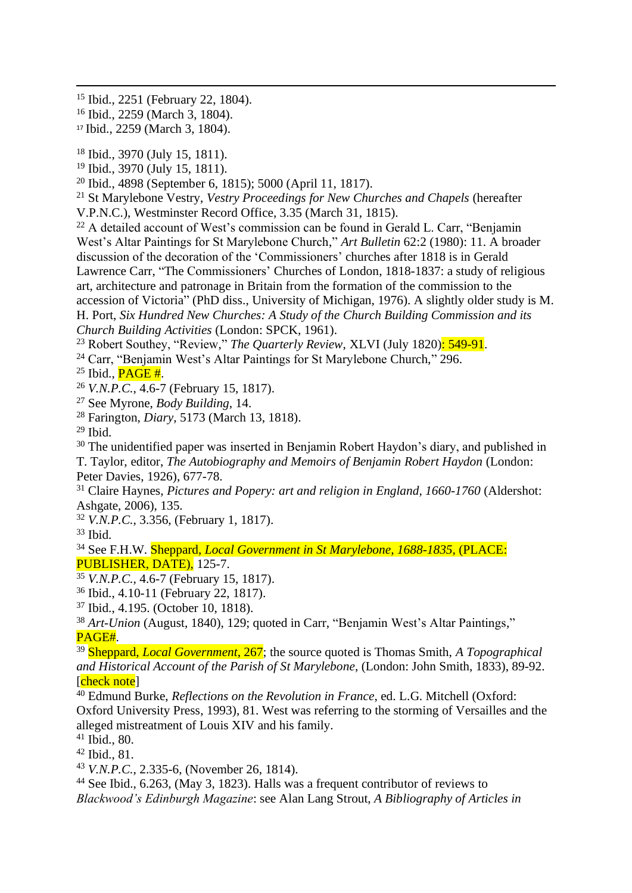[15] Ibid., 2251 (February 22, 1804).
[16] Ibid., 2259 (March 3, 1804).
[17] Ibid., 2259 (March 3, 1804).

[18] Ibid., 3970 (July 15, 1811).
[19] Ibid., 3970 (July 15, 1811).
[20] Ibid., 4898 (September 6, 1815); 5000 (April 11, 1817).
[21] St Marylebone Vestry, *Vestry Proceedings for New Churches and Chapels* (hereafter V.P.N.C.), Westminster Record Office, 3.35 (March 31, 1815).
[22] A detailed account of West's commission can be found in Gerald L. Carr, "Benjamin West's Altar Paintings for St Marylebone Church," *Art Bulletin* 62:2 (1980): 11. A broader discussion of the decoration of the 'Commissioners' churches after 1818 is in Gerald Lawrence Carr, "The Commissioners' Churches of London, 1818-1837: a study of religious art, architecture and patronage in Britain from the formation of the commission to the accession of Victoria" (PhD diss., University of Michigan, 1976). A slightly older study is M. H. Port, *Six Hundred New Churches: A Study of the Church Building Commission and its Church Building Activities* (London: SPCK, 1961).
[23] Robert Southey, "Review," *The Quarterly Review*, XLVI (July 1820): 549-91.
[24] Carr, "Benjamin West's Altar Paintings for St Marylebone Church," 296.
[25] Ibid., PAGE #.
[26] *V.N.P.C.*, 4.6-7 (February 15, 1817).
[27] See Myrone, *Body Building*, 14.
[28] Farington, *Diary*, 5173 (March 13, 1818).
[29] Ibid.
[30] The unidentified paper was inserted in Benjamin Robert Haydon's diary, and published in T. Taylor, editor, *The Autobiography and Memoirs of Benjamin Robert Haydon* (London: Peter Davies, 1926), 677-78.
[31] Claire Haynes, *Pictures and Popery: art and religion in England, 1660-1760* (Aldershot: Ashgate, 2006), 135.
[32] *V.N.P.C.*, 3.356, (February 1, 1817).
[33] Ibid.
[34] See F.H.W. Sheppard, *Local Government in St Marylebone, 1688-1835,* (PLACE: PUBLISHER, DATE), 125-7.
[35] *V.N.P.C.*, 4.6-7 (February 15, 1817).
[36] Ibid., 4.10-11 (February 22, 1817).
[37] Ibid., 4.195. (October 10, 1818).
[38] *Art-Union* (August, 1840), 129; quoted in Carr, "Benjamin West's Altar Paintings," PAGE#.
[39] Sheppard, *Local Government*, 267; the source quoted is Thomas Smith, *A Topographical and Historical Account of the Parish of St Marylebone*, (London: John Smith, 1833), 89-92. [check note]
[40] Edmund Burke, *Reflections on the Revolution in France*, ed. L.G. Mitchell (Oxford: Oxford University Press, 1993), 81. West was referring to the storming of Versailles and the alleged mistreatment of Louis XIV and his family.
[41] Ibid., 80.
[42] Ibid., 81.
[43] *V.N.P.C.*, 2.335-6, (November 26, 1814).
[44] See Ibid., 6.263, (May 3, 1823). Halls was a frequent contributor of reviews to *Blackwood's Edinburgh Magazine*: see Alan Lang Strout, *A Bibliography of Articles in*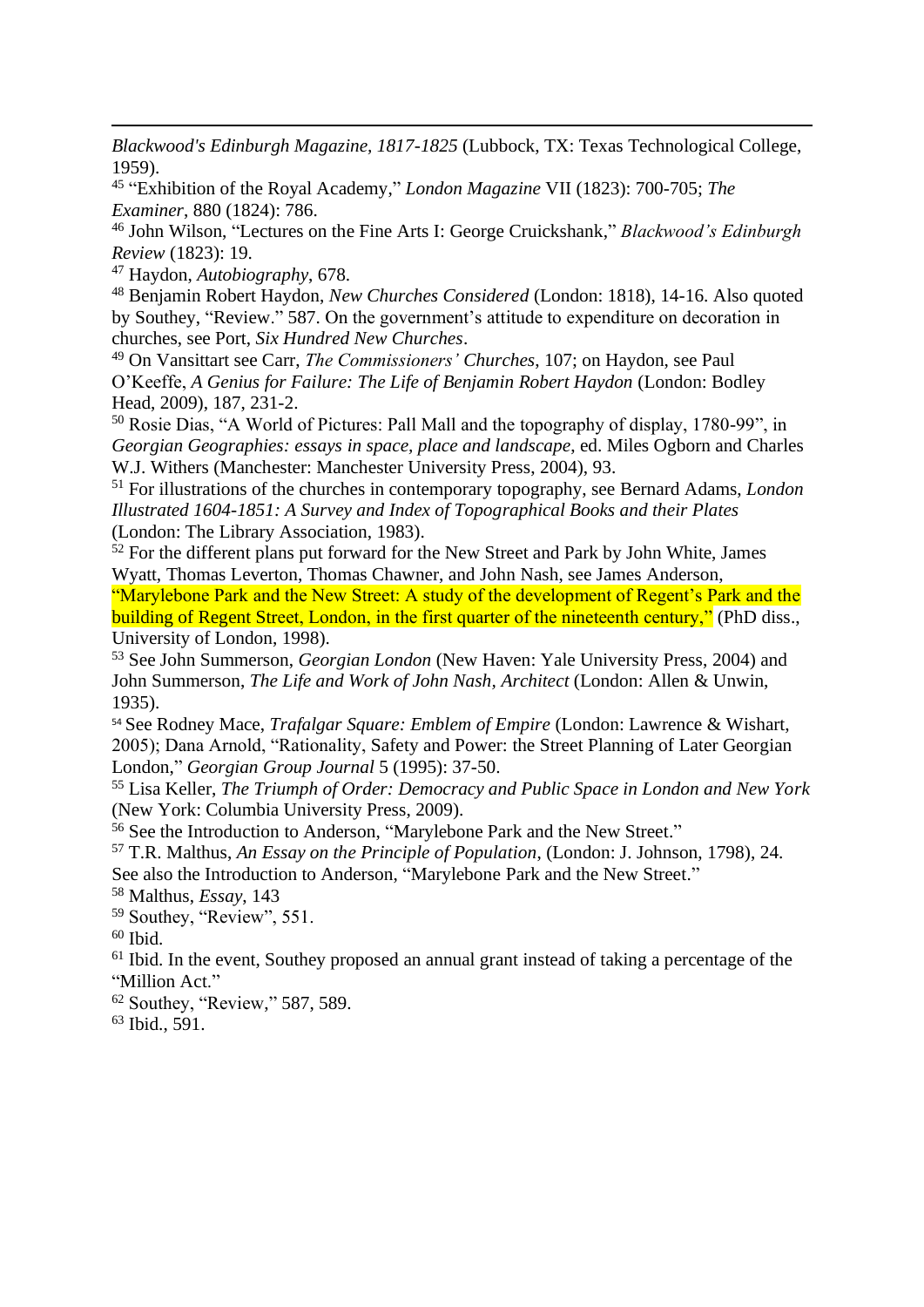*Blackwood's Edinburgh Magazine, 1817-1825* (Lubbock, TX: Texas Technological College, 1959).

[45] "Exhibition of the Royal Academy," *London Magazine* VII (1823): 700-705; *The Examiner*, 880 (1824): 786.

[46] John Wilson, "Lectures on the Fine Arts I: George Cruickshank," *Blackwood's Edinburgh Review* (1823): 19.

[47] Haydon, *Autobiography*, 678.

[48] Benjamin Robert Haydon, *New Churches Considered* (London: 1818), 14-16. Also quoted by Southey, "Review." 587. On the government's attitude to expenditure on decoration in churches, see Port, *Six Hundred New Churches*.

[49] On Vansittart see Carr, *The Commissioners' Churches*, 107; on Haydon, see Paul O'Keeffe, *A Genius for Failure: The Life of Benjamin Robert Haydon* (London: Bodley Head, 2009), 187, 231-2.

[50] Rosie Dias, "A World of Pictures: Pall Mall and the topography of display, 1780-99", in *Georgian Geographies: essays in space, place and landscape*, ed. Miles Ogborn and Charles W.J. Withers (Manchester: Manchester University Press, 2004), 93.

[51] For illustrations of the churches in contemporary topography, see Bernard Adams, *London Illustrated 1604-1851: A Survey and Index of Topographical Books and their Plates* (London: The Library Association, 1983).

[52] For the different plans put forward for the New Street and Park by John White, James Wyatt, Thomas Leverton, Thomas Chawner, and John Nash, see James Anderson, "Marylebone Park and the New Street: A study of the development of Regent's Park and the building of Regent Street, London, in the first quarter of the nineteenth century," (PhD diss., University of London, 1998).

[53] See John Summerson, *Georgian London* (New Haven: Yale University Press, 2004) and John Summerson, *The Life and Work of John Nash, Architect* (London: Allen & Unwin, 1935).

[54] See Rodney Mace, *Trafalgar Square: Emblem of Empire* (London: Lawrence & Wishart, 2005); Dana Arnold, "Rationality, Safety and Power: the Street Planning of Later Georgian London," *Georgian Group Journal* 5 (1995): 37-50.

[55] Lisa Keller, *The Triumph of Order: Democracy and Public Space in London and New York* (New York: Columbia University Press, 2009).

[56] See the Introduction to Anderson, "Marylebone Park and the New Street."

[57] T.R. Malthus, *An Essay on the Principle of Population*, (London: J. Johnson, 1798), 24. See also the Introduction to Anderson, "Marylebone Park and the New Street."

[58] Malthus, *Essay*, 143

[59] Southey, "Review", 551.

[60] Ibid.

[61] Ibid. In the event, Southey proposed an annual grant instead of taking a percentage of the "Million Act."

[62] Southey, "Review," 587, 589.

[63] Ibid., 591.